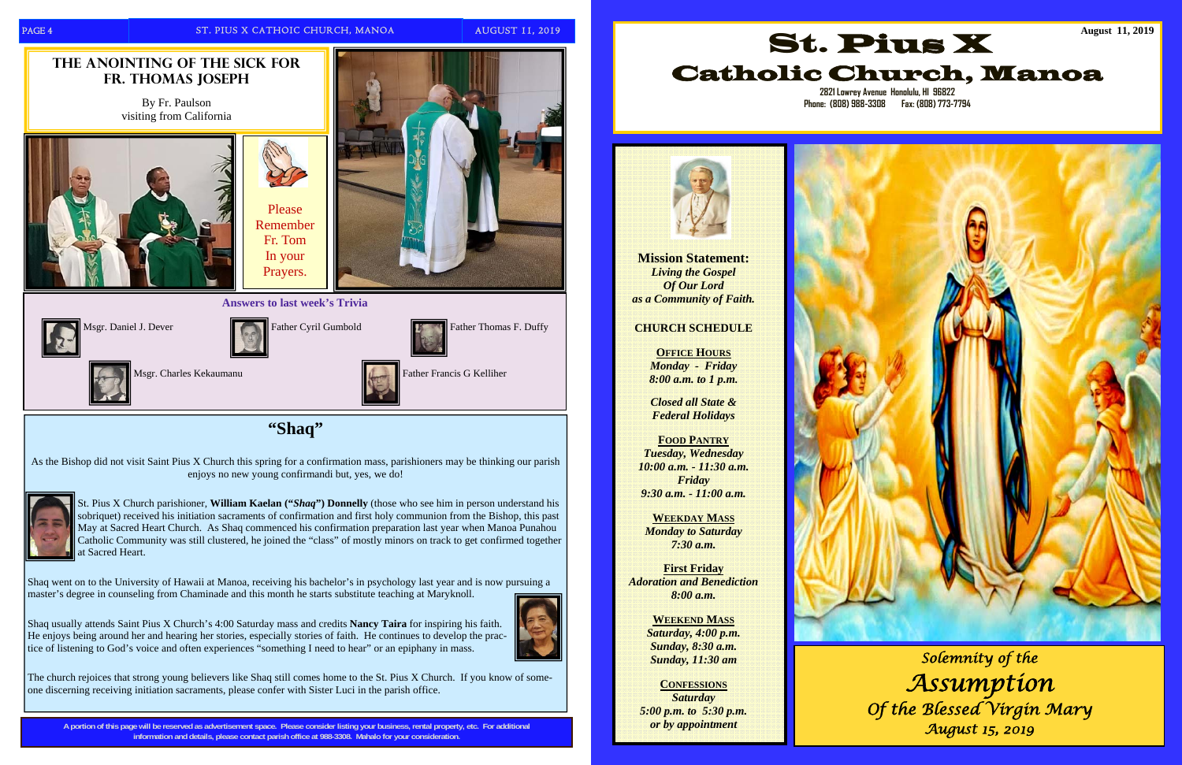## THE ANOINTING OF THE SICK FOR FR. THOMAS JOSEPH

By Fr. Paulson
visiting from California

Please Remember Fr. Tom In your Prayers.

**Answers to last week's Trivia**

Msgr. Daniel J. Dever

Father Cyril Gumbold

Father Thomas F. Duffy

Msgr. Charles Kekaumanu

Father Francis G Kelliher

## "Shaq"

As the Bishop did not visit Saint Pius X Church this spring for a confirmation mass, parishioners may be thinking our parish enjoys no new young confirmandi but, yes, we do!

St. Pius X Church parishioner, **William Kaelan ("*Shaq*") Donnelly** (those who see him in person understand his sobriquet) received his initiation sacraments of confirmation and first holy communion from the Bishop, this past May at Sacred Heart Church. As Shaq commenced his confirmation preparation last year when Manoa Punahou Catholic Community was still clustered, he joined the "class" of mostly minors on track to get confirmed together at Sacred Heart.

Shaq went on to the University of Hawaii at Manoa, receiving his bachelor's in psychology last year and is now pursuing a master's degree in counseling from Chaminade and this month he starts substitute teaching at Maryknoll.

Shaq usually attends Saint Pius X Church's 4:00 Saturday mass and credits **Nancy Taira** for inspiring his faith. He enjoys being around her and hearing her stories, especially stories of faith. He continues to develop the practice of listening to God's voice and often experiences "something I need to hear" or an epiphany in mass.

The church rejoices that strong young believers like Shaq still comes home to the St. Pius X Church. If you know of someone discerning receiving initiation sacraments, please confer with Sister Luci in the parish office.

A portion of this page will be reserved as advertisement space. Please consider listing your business, rental property, etc. For additional information and details, please contact parish office at 988-3308. Mahalo for your consideration.

August 11, 2019

# St. Pius X Catholic Church, Manoa

2821 Lowrey Avenue Honolulu, HI 96822
Phone: (808) 988-3308 Fax: (808) 773-7794

**Mission Statement:**
***Living the Gospel Of Our Lord as a Community of Faith.***

**CHURCH SCHEDULE**

**OFFICE HOURS**
***Monday - Friday***
***8:00 a.m. to 1 p.m.***

***Closed all State & Federal Holidays***

**FOOD PANTRY**
***Tuesday, Wednesday***
***10:00 a.m. - 11:30 a.m.***
***Friday***
***9:30 a.m. - 11:00 a.m.***

**WEEKDAY MASS**
***Monday to Saturday***
***7:30 a.m.***

**First Friday**
***Adoration and Benediction***
***8:00 a.m.***

**WEEKEND MASS**
***Saturday, 4:00 p.m.***
***Sunday, 8:30 a.m.***
***Sunday, 11:30 am***

**CONFESSIONS**
***Saturday***
***5:00 p.m. to 5:30 p.m.***
***or by appointment***

*Solemnity of the*
*Assumption*
*Of the Blessed Virgin Mary*
*August 15, 2019*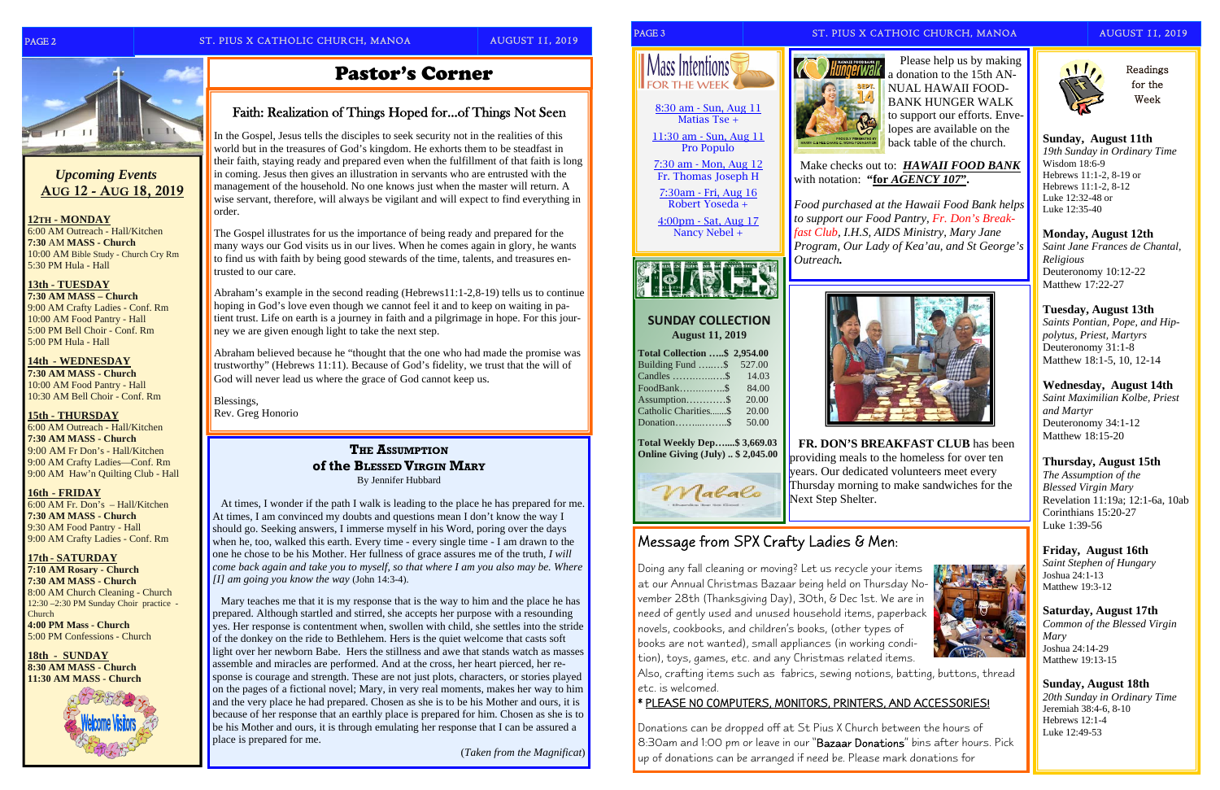## Upcoming Events
**AUG 12 - AUG 18, 2019**

**12TH - MONDAY**
6:00 AM Outreach - Hall/Kitchen
**7:30 AM MASS - Church**
10:00 AM Bible Study - Church Cry Rm
5:30 PM Hula - Hall

**13th - TUESDAY**
**7:30 AM MASS – Church**
9:00 AM Crafty Ladies - Conf. Rm
10:00 AM Food Pantry - Hall
5:00 PM Bell Choir - Conf. Rm
5:00 PM Hula - Hall

**14th - WEDNESDAY**
**7:30 AM MASS - Church**
10:00 AM Food Pantry - Hall
10:30 AM Bell Choir - Conf. Rm

**15th - THURSDAY**
6:00 AM Outreach - Hall/Kitchen
**7:30 AM MASS - Church**
9:00 AM Fr Don's - Hall/Kitchen
9:00 AM Crafty Ladies—Conf. Rm
9:00 AM Haw'n Quilting Club - Hall

**16th - FRIDAY**
6:00 AM Fr. Don's – Hall/Kitchen
**7:30 AM MASS - Church**
9:30 AM Food Pantry - Hall
9:00 AM Crafty Ladies - Conf. Rm

**17th - SATURDAY**
**7:10 AM Rosary - Church**
**7:30 AM MASS - Church**
8:00 AM Church Cleaning - Church
12:30 –2:30 PM Sunday Choir practice - Church
**4:00 PM Mass - Church**
5:00 PM Confessions - Church

**18th - SUNDAY**
**8:30 AM MASS - Church**
**11:30 AM MASS - Church**

Welcome Visitors

# Pastor's Corner

## Faith: Realization of Things Hoped for…of Things Not Seen

In the Gospel, Jesus tells the disciples to seek security not in the realities of this world but in the treasures of God's kingdom. He exhorts them to be steadfast in their faith, staying ready and prepared even when the fulfillment of that faith is long in coming. Jesus then gives an illustration in servants who are entrusted with the management of the household. No one knows just when the master will return. A wise servant, therefore, will always be vigilant and will expect to find everything in order.

The Gospel illustrates for us the importance of being ready and prepared for the many ways our God visits us in our lives. When he comes again in glory, he wants to find us with faith by being good stewards of the time, talents, and treasures entrusted to our care.

Abraham's example in the second reading (Hebrews11:1-2,8-19) tells us to continue hoping in God's love even though we cannot feel it and to keep on waiting in patient trust. Life on earth is a journey in faith and a pilgrimage in hope. For this journey we are given enough light to take the next step.

Abraham believed because he "thought that the one who had made the promise was trustworthy" (Hebrews 11:11). Because of God's fidelity, we trust that the will of God will never lead us where the grace of God cannot keep us.

Blessings,
Rev. Greg Honorio

## THE ASSUMPTION of the BLESSED VIRGIN MARY
By Jennifer Hubbard

At times, I wonder if the path I walk is leading to the place he has prepared for me. At times, I am convinced my doubts and questions mean I don't know the way I should go. Seeking answers, I immerse myself in his Word, poring over the days when he, too, walked this earth. Every time - every single time - I am drawn to the one he chose to be his Mother. Her fullness of grace assures me of the truth, *I will come back again and take you to myself, so that where I am you also may be. Where [I] am going you know the way* (John 14:3-4).

Mary teaches me that it is my response that is the way to him and the place he has prepared. Although startled and stirred, she accepts her purpose with a resounding yes. Her response is contentment when, swollen with child, she settles into the stride of the donkey on the ride to Bethlehem. Hers is the quiet welcome that casts soft light over her newborn Babe. Hers the stillness and awe that stands watch as masses assemble and miracles are performed. And at the cross, her heart pierced, her response is courage and strength. These are not just plots, characters, or stories played on the pages of a fictional novel; Mary, in very real moments, makes her way to him and the very place he had prepared. Chosen as she is to be his Mother and ours, it is because of her response that an earthly place is prepared for him. Chosen as she is to be his Mother and ours, it is through emulating her response that I can be assured a place is prepared for me.

(*Taken from the Magnificat*)

## Mass Intentions FOR THE WEEK

8:30 am - Sun, Aug 11
Matias Tse +

11:30 am - Sun, Aug 11
Pro Populo

7:30 am - Mon, Aug 12
Fr. Thomas Joseph H

7:30am - Fri, Aug 16
Robert Yoseda +

4:00pm - Sat, Aug 17
Nancy Nebel +

## SUNDAY COLLECTION
**August 11, 2019**

| | |
|---|---|
| **Total Collection …..$** | **2,954.00** |
| Building Fund ……..$ | 527.00 |
| Candles ……………..$ | 14.03 |
| FoodBank…………..$ | 84.00 |
| Assumption…………$ | 20.00 |
| Catholic Charities…….$ | 20.00 |
| Donation……..……..$ | 50.00 |

**Total Weekly Dep…….$ 3,669.03**
**Online Giving (July) .. $ 2,045.00**

Mahalo

Please help us by making a donation to the 15th ANNUAL HAWAII FOOD-BANK HUNGER WALK to support our efforts. Envelopes are available on the back table of the church.

Make checks out to: ***HAWAII FOOD BANK*** with notation: **"for *AGENCY 107*".**

*Food purchased at the Hawaii Food Bank helps to support our Food Pantry, Fr. Don's Breakfast Club, I.H.S, AIDS Ministry, Mary Jane Program, Our Lady of Kea'au, and St George's Outreach.*

**FR. DON'S BREAKFAST CLUB** has been providing meals to the homeless for over ten years. Our dedicated volunteers meet every Thursday morning to make sandwiches for the Next Step Shelter.

## Message from SPX Crafty Ladies & Men:

Doing any fall cleaning or moving? Let us recycle your items at our Annual Christmas Bazaar being held on Thursday November 28th (Thanksgiving Day), 30th, & Dec 1st. We are in need of gently used and unused household items, paperback novels, cookbooks, and children's books, (other types of books are not wanted), small appliances (in working condition), toys, games, etc. and any Christmas related items. Also, crafting items such as fabrics, sewing notions, batting, buttons, thread etc. is welcomed.

\* PLEASE NO COMPUTERS, MONITORS, PRINTERS, AND ACCESSORIES!

Donations can be dropped off at St Pius X Church between the hours of 8:30am and 1:00 pm or leave in our "**Bazaar Donations**" bins after hours. Pick up of donations can be arranged if need be. Please mark donations for

## Readings for the Week

**Sunday, August 11th**
*19th Sunday in Ordinary Time*
Wisdom 18:6-9
Hebrews 11:1-2, 8-19 or
Hebrews 11:1-2, 8-12
Luke 12:32-48 or
Luke 12:35-40

**Monday, August 12th**
*Saint Jane Frances de Chantal, Religious*
Deuteronomy 10:12-22
Matthew 17:22-27

**Tuesday, August 13th**
*Saints Pontian, Pope, and Hippolytus, Priest, Martyrs*
Deuteronomy 31:1-8
Matthew 18:1-5, 10, 12-14

**Wednesday, August 14th**
*Saint Maximilian Kolbe, Priest and Martyr*
Deuteronomy 34:1-12
Matthew 18:15-20

**Thursday, August 15th**
*The Assumption of the Blessed Virgin Mary*
Revelation 11:19a; 12:1-6a, 10ab
Corinthians 15:20-27
Luke 1:39-56

**Friday, August 16th**
*Saint Stephen of Hungary*
Joshua 24:1-13
Matthew 19:3-12

**Saturday, August 17th**
*Common of the Blessed Virgin Mary*
Joshua 24:14-29
Matthew 19:13-15

**Sunday, August 18th**
*20th Sunday in Ordinary Time*
Jeremiah 38:4-6, 8-10
Hebrews 12:1-4
Luke 12:49-53